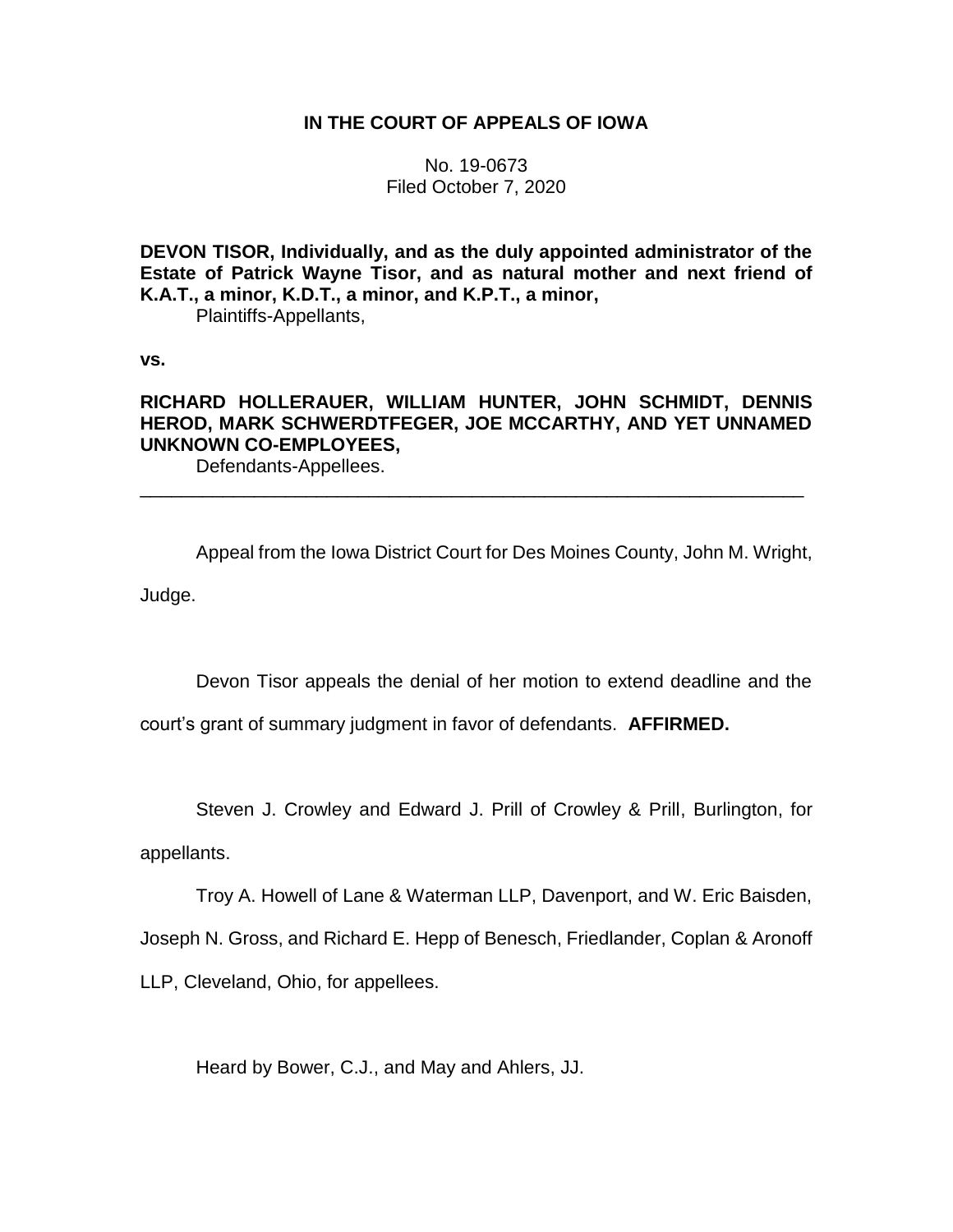# IN THE COURT OF APPEALS OF IOWA

No. 19-0673
Filed October 7, 2020

**DEVON TISOR, Individually, and as the duly appointed administrator of the Estate of Patrick Wayne Tisor, and as natural mother and next friend of K.A.T., a minor, K.D.T., a minor, and K.P.T., a minor,**
Plaintiffs-Appellants,

**vs.**

**RICHARD HOLLERAUER, WILLIAM HUNTER, JOHN SCHMIDT, DENNIS HEROD, MARK SCHWERDTFEGER, JOE MCCARTHY, AND YET UNNAMED UNKNOWN CO-EMPLOYEES,**
Defendants-Appellees.

---

Appeal from the Iowa District Court for Des Moines County, John M. Wright, Judge.

Devon Tisor appeals the denial of her motion to extend deadline and the court's grant of summary judgment in favor of defendants. **AFFIRMED.**

Steven J. Crowley and Edward J. Prill of Crowley & Prill, Burlington, for appellants.

Troy A. Howell of Lane & Waterman LLP, Davenport, and W. Eric Baisden, Joseph N. Gross, and Richard E. Hepp of Benesch, Friedlander, Coplan & Aronoff LLP, Cleveland, Ohio, for appellees.

Heard by Bower, C.J., and May and Ahlers, JJ.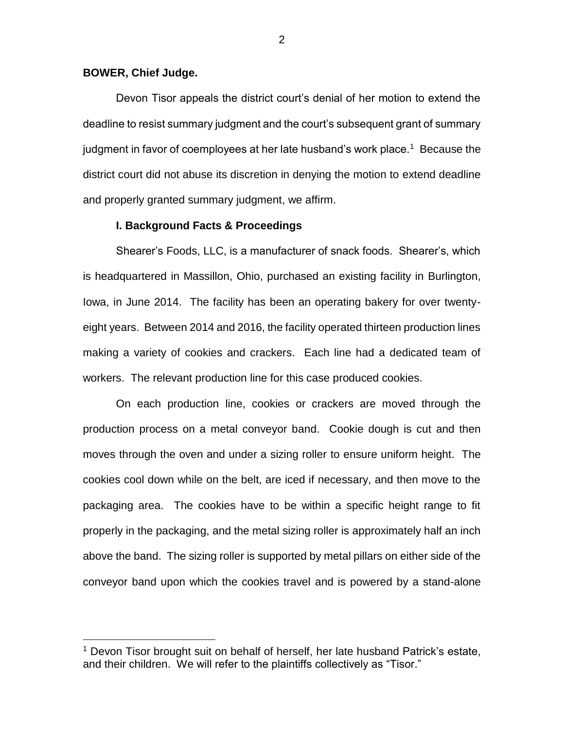**BOWER, Chief Judge.**

Devon Tisor appeals the district court's denial of her motion to extend the deadline to resist summary judgment and the court's subsequent grant of summary judgment in favor of coemployees at her late husband's work place.[1] Because the district court did not abuse its discretion in denying the motion to extend deadline and properly granted summary judgment, we affirm.

### I. Background Facts & Proceedings

Shearer's Foods, LLC, is a manufacturer of snack foods. Shearer's, which is headquartered in Massillon, Ohio, purchased an existing facility in Burlington, Iowa, in June 2014. The facility has been an operating bakery for over twenty-eight years. Between 2014 and 2016, the facility operated thirteen production lines making a variety of cookies and crackers. Each line had a dedicated team of workers. The relevant production line for this case produced cookies.

On each production line, cookies or crackers are moved through the production process on a metal conveyor band. Cookie dough is cut and then moves through the oven and under a sizing roller to ensure uniform height. The cookies cool down while on the belt, are iced if necessary, and then move to the packaging area. The cookies have to be within a specific height range to fit properly in the packaging, and the metal sizing roller is approximately half an inch above the band. The sizing roller is supported by metal pillars on either side of the conveyor band upon which the cookies travel and is powered by a stand-alone

---

[1] Devon Tisor brought suit on behalf of herself, her late husband Patrick's estate, and their children. We will refer to the plaintiffs collectively as "Tisor."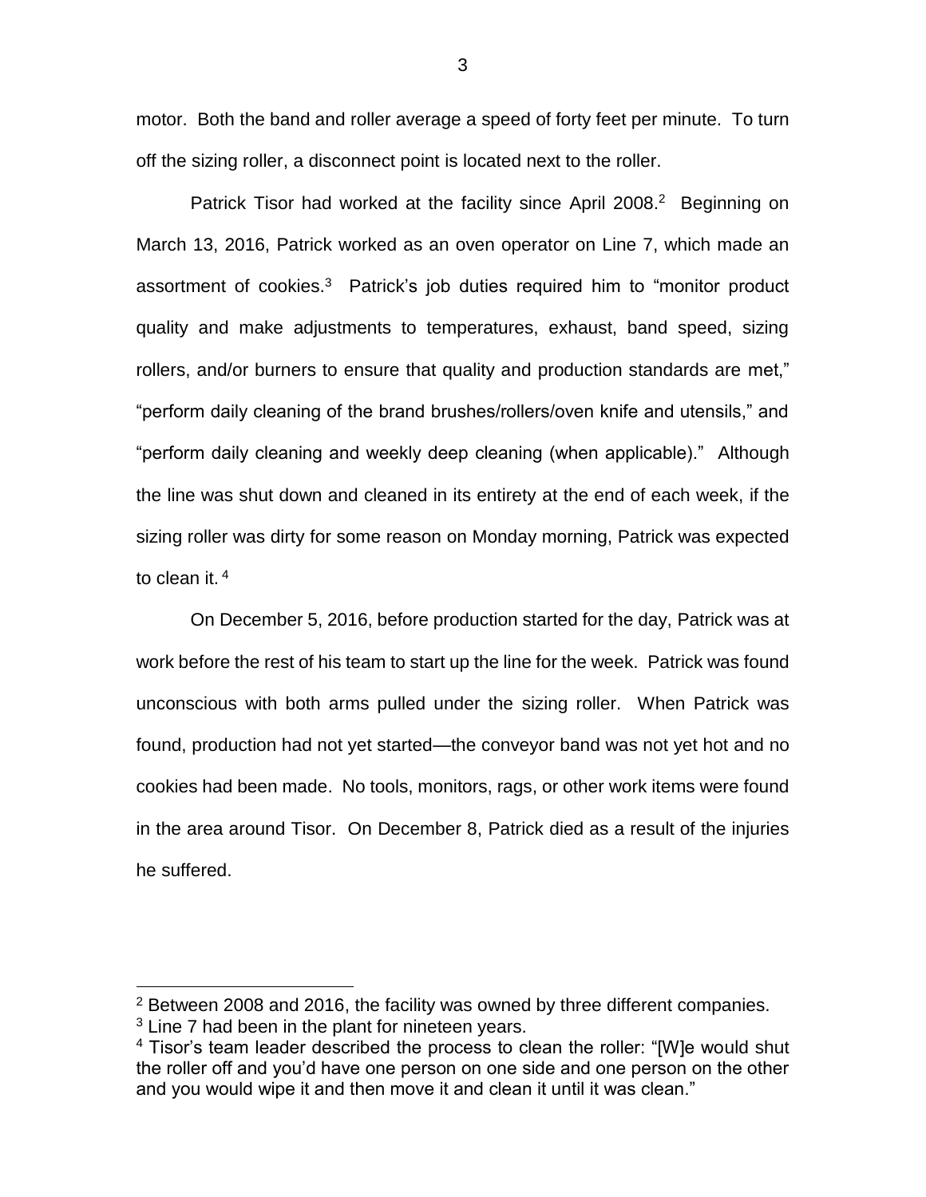motor. Both the band and roller average a speed of forty feet per minute. To turn off the sizing roller, a disconnect point is located next to the roller.

Patrick Tisor had worked at the facility since April 2008.[2] Beginning on March 13, 2016, Patrick worked as an oven operator on Line 7, which made an assortment of cookies.[3] Patrick's job duties required him to "monitor product quality and make adjustments to temperatures, exhaust, band speed, sizing rollers, and/or burners to ensure that quality and production standards are met," "perform daily cleaning of the brand brushes/rollers/oven knife and utensils," and "perform daily cleaning and weekly deep cleaning (when applicable)." Although the line was shut down and cleaned in its entirety at the end of each week, if the sizing roller was dirty for some reason on Monday morning, Patrick was expected to clean it.[4]

On December 5, 2016, before production started for the day, Patrick was at work before the rest of his team to start up the line for the week. Patrick was found unconscious with both arms pulled under the sizing roller. When Patrick was found, production had not yet started—the conveyor band was not yet hot and no cookies had been made. No tools, monitors, rags, or other work items were found in the area around Tisor. On December 8, Patrick died as a result of the injuries he suffered.

---

[2] Between 2008 and 2016, the facility was owned by three different companies.

[3] Line 7 had been in the plant for nineteen years.

[4] Tisor's team leader described the process to clean the roller: "[W]e would shut the roller off and you'd have one person on one side and one person on the other and you would wipe it and then move it and clean it until it was clean."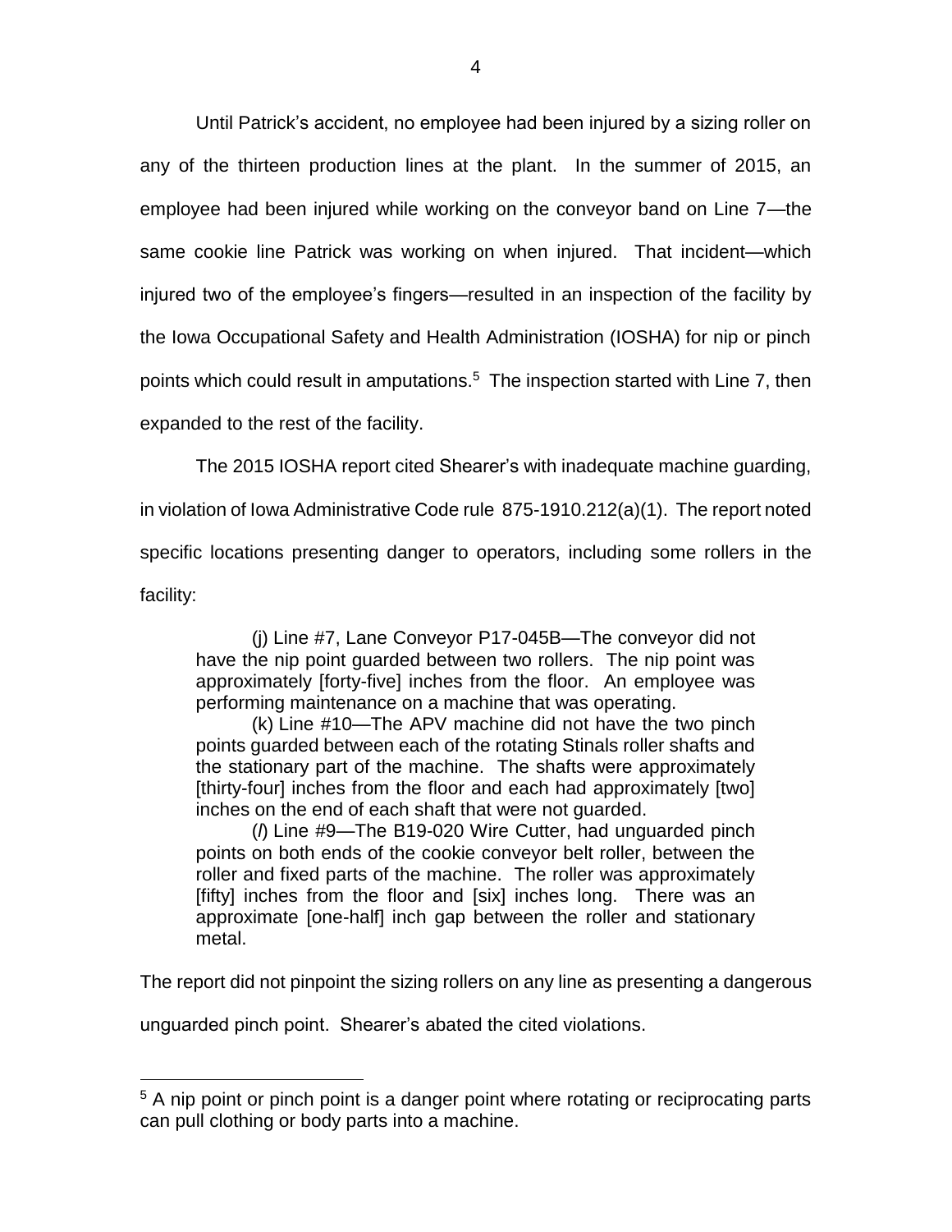Until Patrick's accident, no employee had been injured by a sizing roller on any of the thirteen production lines at the plant. In the summer of 2015, an employee had been injured while working on the conveyor band on Line 7—the same cookie line Patrick was working on when injured. That incident—which injured two of the employee's fingers—resulted in an inspection of the facility by the Iowa Occupational Safety and Health Administration (IOSHA) for nip or pinch points which could result in amputations.[5] The inspection started with Line 7, then expanded to the rest of the facility.

The 2015 IOSHA report cited Shearer's with inadequate machine guarding, in violation of Iowa Administrative Code rule 875-1910.212(a)(1). The report noted specific locations presenting danger to operators, including some rollers in the facility:

> (j) Line #7, Lane Conveyor P17-045B—The conveyor did not have the nip point guarded between two rollers. The nip point was approximately [forty-five] inches from the floor. An employee was performing maintenance on a machine that was operating.
>
> (k) Line #10—The APV machine did not have the two pinch points guarded between each of the rotating Stinals roller shafts and the stationary part of the machine. The shafts were approximately [thirty-four] inches from the floor and each had approximately [two] inches on the end of each shaft that were not guarded.
>
> (*l*) Line #9—The B19-020 Wire Cutter, had unguarded pinch points on both ends of the cookie conveyor belt roller, between the roller and fixed parts of the machine. The roller was approximately [fifty] inches from the floor and [six] inches long. There was an approximate [one-half] inch gap between the roller and stationary metal.

The report did not pinpoint the sizing rollers on any line as presenting a dangerous unguarded pinch point. Shearer's abated the cited violations.

[5] A nip point or pinch point is a danger point where rotating or reciprocating parts can pull clothing or body parts into a machine.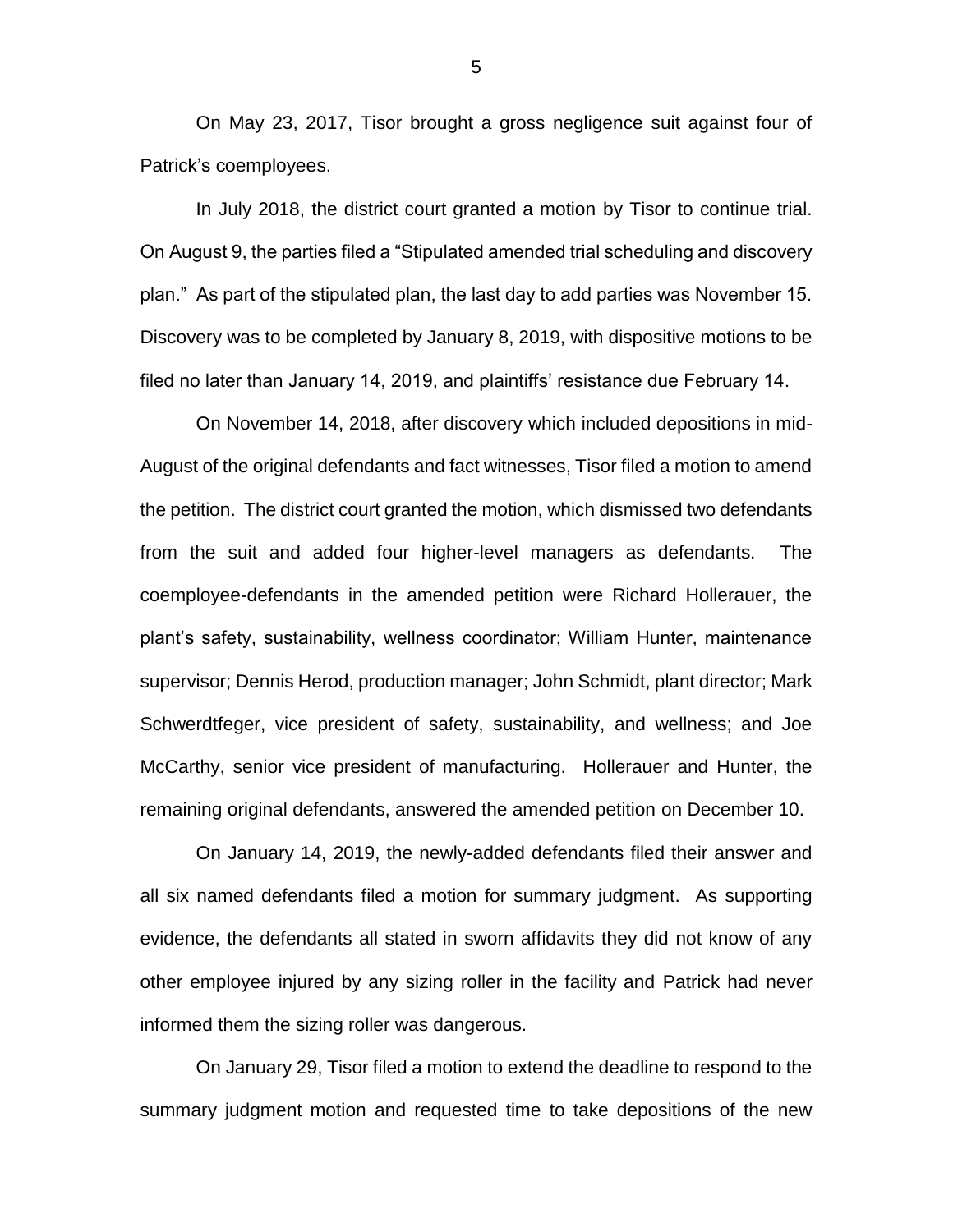On May 23, 2017, Tisor brought a gross negligence suit against four of Patrick's coemployees.

In July 2018, the district court granted a motion by Tisor to continue trial. On August 9, the parties filed a "Stipulated amended trial scheduling and discovery plan." As part of the stipulated plan, the last day to add parties was November 15. Discovery was to be completed by January 8, 2019, with dispositive motions to be filed no later than January 14, 2019, and plaintiffs' resistance due February 14.

On November 14, 2018, after discovery which included depositions in mid-August of the original defendants and fact witnesses, Tisor filed a motion to amend the petition. The district court granted the motion, which dismissed two defendants from the suit and added four higher-level managers as defendants. The coemployee-defendants in the amended petition were Richard Hollerauer, the plant's safety, sustainability, wellness coordinator; William Hunter, maintenance supervisor; Dennis Herod, production manager; John Schmidt, plant director; Mark Schwerdtfeger, vice president of safety, sustainability, and wellness; and Joe McCarthy, senior vice president of manufacturing. Hollerauer and Hunter, the remaining original defendants, answered the amended petition on December 10.

On January 14, 2019, the newly-added defendants filed their answer and all six named defendants filed a motion for summary judgment. As supporting evidence, the defendants all stated in sworn affidavits they did not know of any other employee injured by any sizing roller in the facility and Patrick had never informed them the sizing roller was dangerous.

On January 29, Tisor filed a motion to extend the deadline to respond to the summary judgment motion and requested time to take depositions of the new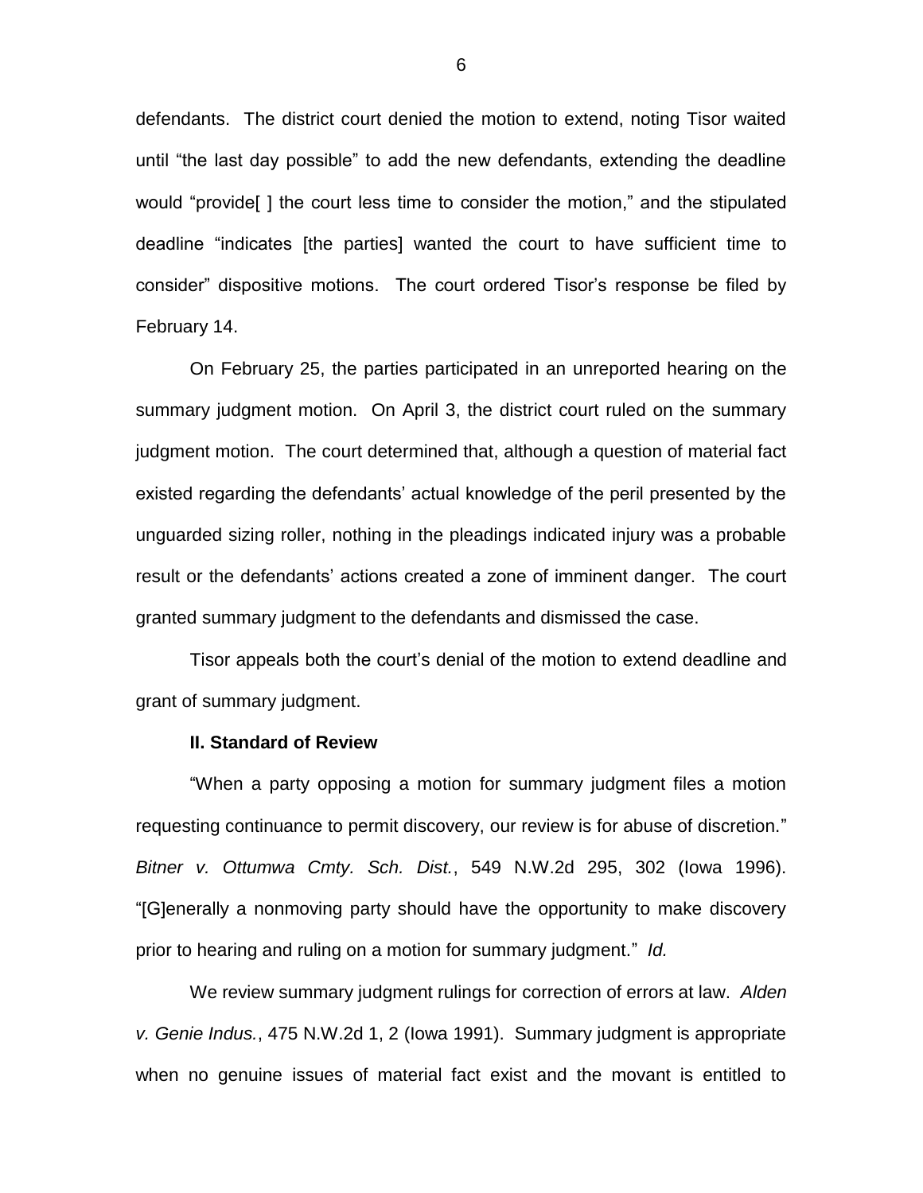defendants. The district court denied the motion to extend, noting Tisor waited until "the last day possible" to add the new defendants, extending the deadline would "provide[ ] the court less time to consider the motion," and the stipulated deadline "indicates [the parties] wanted the court to have sufficient time to consider" dispositive motions. The court ordered Tisor's response be filed by February 14.

On February 25, the parties participated in an unreported hearing on the summary judgment motion. On April 3, the district court ruled on the summary judgment motion. The court determined that, although a question of material fact existed regarding the defendants' actual knowledge of the peril presented by the unguarded sizing roller, nothing in the pleadings indicated injury was a probable result or the defendants' actions created a zone of imminent danger. The court granted summary judgment to the defendants and dismissed the case.

Tisor appeals both the court's denial of the motion to extend deadline and grant of summary judgment.

## II. Standard of Review

"When a party opposing a motion for summary judgment files a motion requesting continuance to permit discovery, our review is for abuse of discretion." *Bitner v. Ottumwa Cmty. Sch. Dist.*, 549 N.W.2d 295, 302 (Iowa 1996). "[G]enerally a nonmoving party should have the opportunity to make discovery prior to hearing and ruling on a motion for summary judgment." *Id.*

We review summary judgment rulings for correction of errors at law. *Alden v. Genie Indus.*, 475 N.W.2d 1, 2 (Iowa 1991). Summary judgment is appropriate when no genuine issues of material fact exist and the movant is entitled to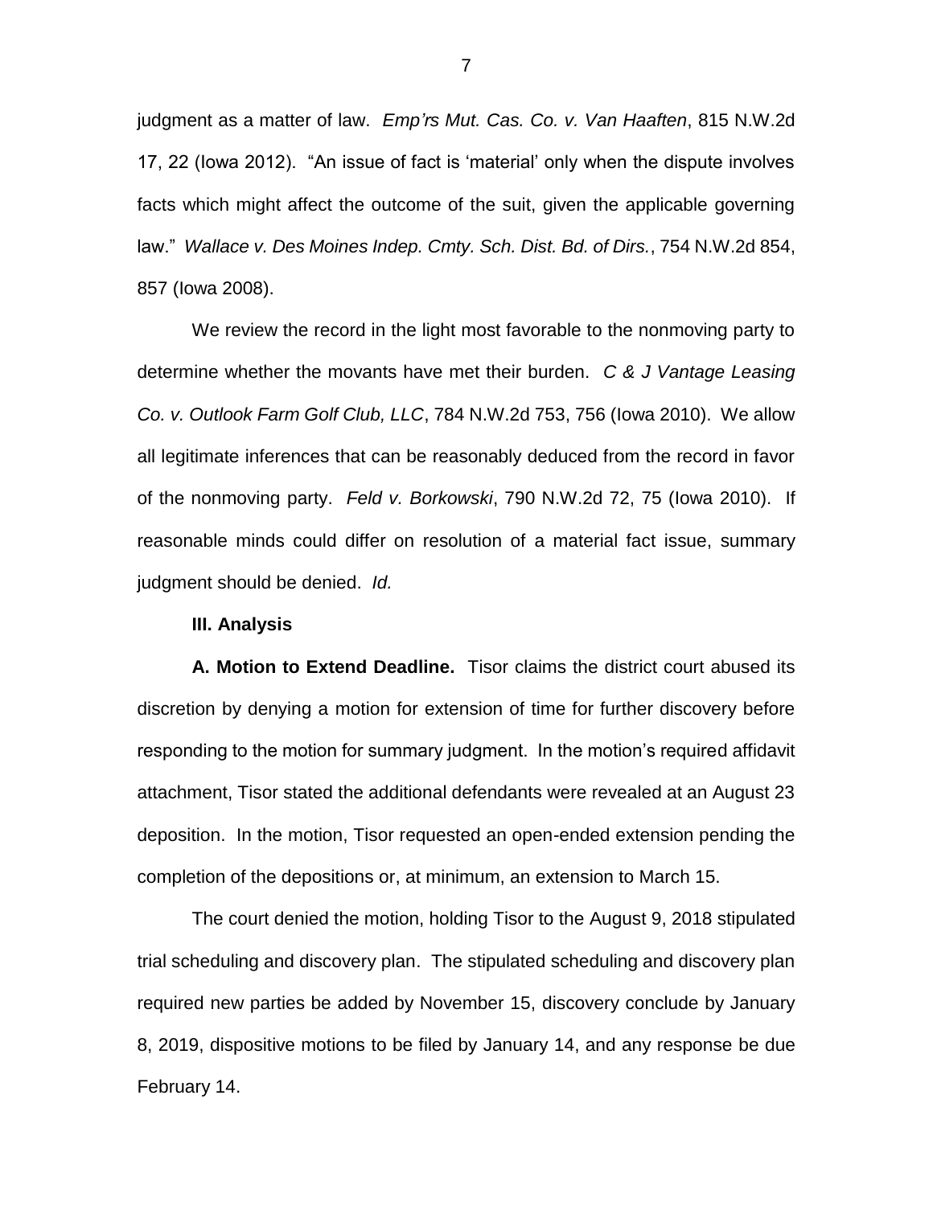judgment as a matter of law. *Emp'rs Mut. Cas. Co. v. Van Haaften*, 815 N.W.2d 17, 22 (Iowa 2012). "An issue of fact is 'material' only when the dispute involves facts which might affect the outcome of the suit, given the applicable governing law." *Wallace v. Des Moines Indep. Cmty. Sch. Dist. Bd. of Dirs.*, 754 N.W.2d 854, 857 (Iowa 2008).

We review the record in the light most favorable to the nonmoving party to determine whether the movants have met their burden. *C & J Vantage Leasing Co. v. Outlook Farm Golf Club, LLC*, 784 N.W.2d 753, 756 (Iowa 2010). We allow all legitimate inferences that can be reasonably deduced from the record in favor of the nonmoving party. *Feld v. Borkowski*, 790 N.W.2d 72, 75 (Iowa 2010). If reasonable minds could differ on resolution of a material fact issue, summary judgment should be denied. *Id.*

**III. Analysis**

**A. Motion to Extend Deadline.** Tisor claims the district court abused its discretion by denying a motion for extension of time for further discovery before responding to the motion for summary judgment. In the motion's required affidavit attachment, Tisor stated the additional defendants were revealed at an August 23 deposition. In the motion, Tisor requested an open-ended extension pending the completion of the depositions or, at minimum, an extension to March 15.

The court denied the motion, holding Tisor to the August 9, 2018 stipulated trial scheduling and discovery plan. The stipulated scheduling and discovery plan required new parties be added by November 15, discovery conclude by January 8, 2019, dispositive motions to be filed by January 14, and any response be due February 14.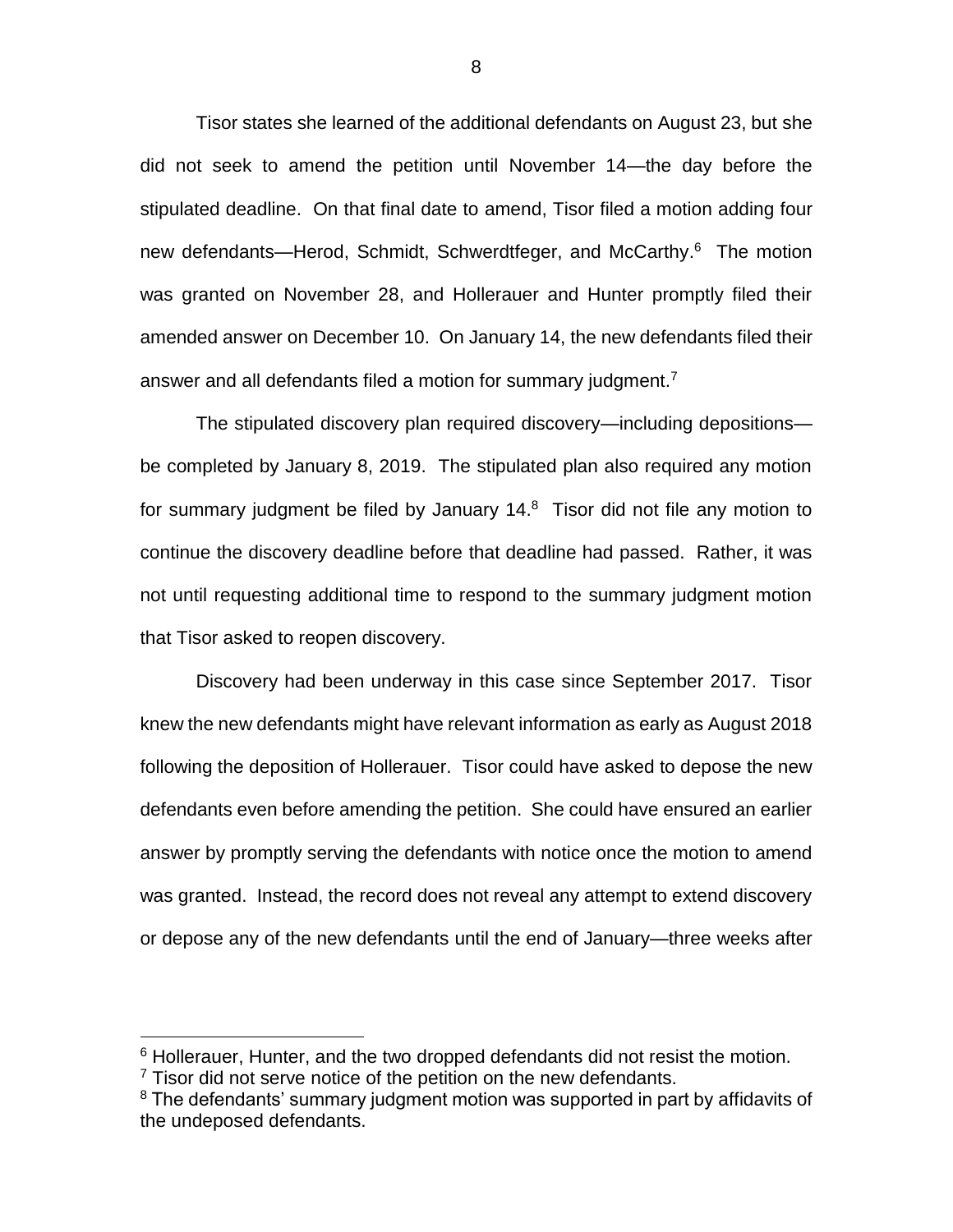Tisor states she learned of the additional defendants on August 23, but she did not seek to amend the petition until November 14—the day before the stipulated deadline. On that final date to amend, Tisor filed a motion adding four new defendants—Herod, Schmidt, Schwerdtfeger, and McCarthy.[6] The motion was granted on November 28, and Hollerauer and Hunter promptly filed their amended answer on December 10. On January 14, the new defendants filed their answer and all defendants filed a motion for summary judgment.[7]

The stipulated discovery plan required discovery—including depositions—be completed by January 8, 2019. The stipulated plan also required any motion for summary judgment be filed by January 14.[8] Tisor did not file any motion to continue the discovery deadline before that deadline had passed. Rather, it was not until requesting additional time to respond to the summary judgment motion that Tisor asked to reopen discovery.

Discovery had been underway in this case since September 2017. Tisor knew the new defendants might have relevant information as early as August 2018 following the deposition of Hollerauer. Tisor could have asked to depose the new defendants even before amending the petition. She could have ensured an earlier answer by promptly serving the defendants with notice once the motion to amend was granted. Instead, the record does not reveal any attempt to extend discovery or depose any of the new defendants until the end of January—three weeks after

---

[6] Hollerauer, Hunter, and the two dropped defendants did not resist the motion.

[7] Tisor did not serve notice of the petition on the new defendants.

[8] The defendants' summary judgment motion was supported in part by affidavits of the undeposed defendants.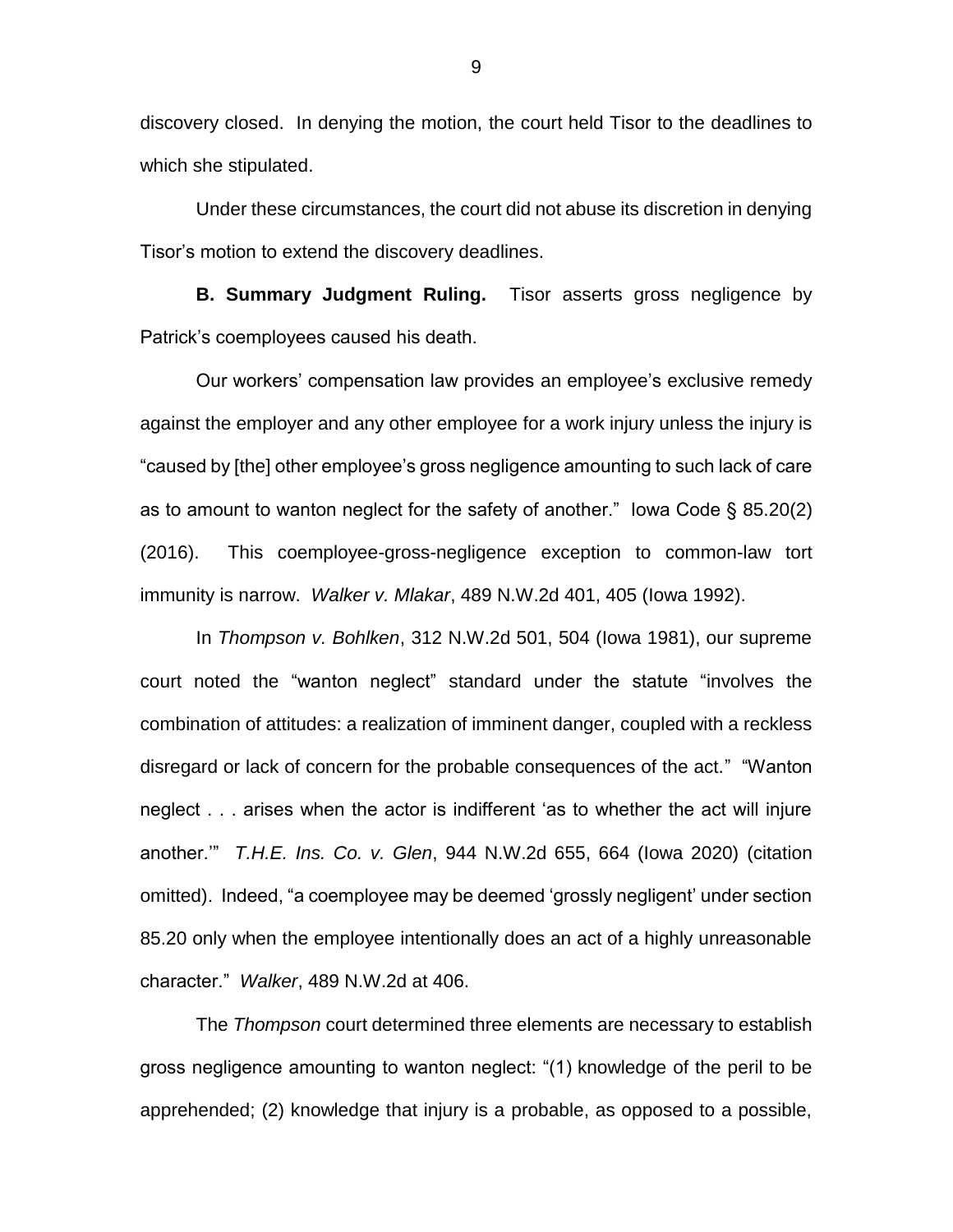discovery closed. In denying the motion, the court held Tisor to the deadlines to which she stipulated.

Under these circumstances, the court did not abuse its discretion in denying Tisor's motion to extend the discovery deadlines.

**B. Summary Judgment Ruling.** Tisor asserts gross negligence by Patrick's coemployees caused his death.

Our workers' compensation law provides an employee's exclusive remedy against the employer and any other employee for a work injury unless the injury is "caused by [the] other employee's gross negligence amounting to such lack of care as to amount to wanton neglect for the safety of another." Iowa Code § 85.20(2) (2016). This coemployee-gross-negligence exception to common-law tort immunity is narrow. *Walker v. Mlakar*, 489 N.W.2d 401, 405 (Iowa 1992).

In *Thompson v. Bohlken*, 312 N.W.2d 501, 504 (Iowa 1981), our supreme court noted the "wanton neglect" standard under the statute "involves the combination of attitudes: a realization of imminent danger, coupled with a reckless disregard or lack of concern for the probable consequences of the act." "Wanton neglect . . . arises when the actor is indifferent 'as to whether the act will injure another.'" *T.H.E. Ins. Co. v. Glen*, 944 N.W.2d 655, 664 (Iowa 2020) (citation omitted). Indeed, "a coemployee may be deemed 'grossly negligent' under section 85.20 only when the employee intentionally does an act of a highly unreasonable character." *Walker*, 489 N.W.2d at 406.

The *Thompson* court determined three elements are necessary to establish gross negligence amounting to wanton neglect: "(1) knowledge of the peril to be apprehended; (2) knowledge that injury is a probable, as opposed to a possible,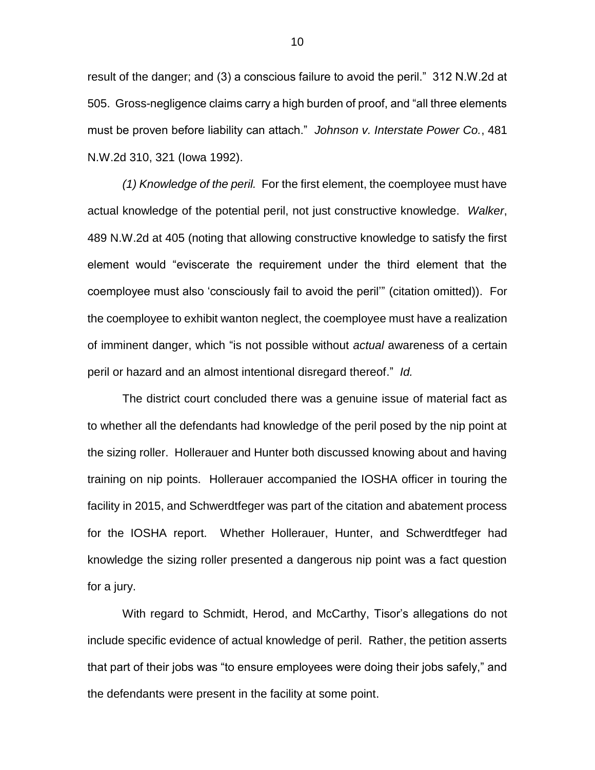result of the danger; and (3) a conscious failure to avoid the peril." 312 N.W.2d at 505. Gross-negligence claims carry a high burden of proof, and "all three elements must be proven before liability can attach." *Johnson v. Interstate Power Co.*, 481 N.W.2d 310, 321 (Iowa 1992).

*(1) Knowledge of the peril.* For the first element, the coemployee must have actual knowledge of the potential peril, not just constructive knowledge. *Walker*, 489 N.W.2d at 405 (noting that allowing constructive knowledge to satisfy the first element would "eviscerate the requirement under the third element that the coemployee must also 'consciously fail to avoid the peril'" (citation omitted)). For the coemployee to exhibit wanton neglect, the coemployee must have a realization of imminent danger, which "is not possible without *actual* awareness of a certain peril or hazard and an almost intentional disregard thereof." *Id.*

The district court concluded there was a genuine issue of material fact as to whether all the defendants had knowledge of the peril posed by the nip point at the sizing roller. Hollerauer and Hunter both discussed knowing about and having training on nip points. Hollerauer accompanied the IOSHA officer in touring the facility in 2015, and Schwerdtfeger was part of the citation and abatement process for the IOSHA report. Whether Hollerauer, Hunter, and Schwerdtfeger had knowledge the sizing roller presented a dangerous nip point was a fact question for a jury.

With regard to Schmidt, Herod, and McCarthy, Tisor's allegations do not include specific evidence of actual knowledge of peril. Rather, the petition asserts that part of their jobs was "to ensure employees were doing their jobs safely," and the defendants were present in the facility at some point.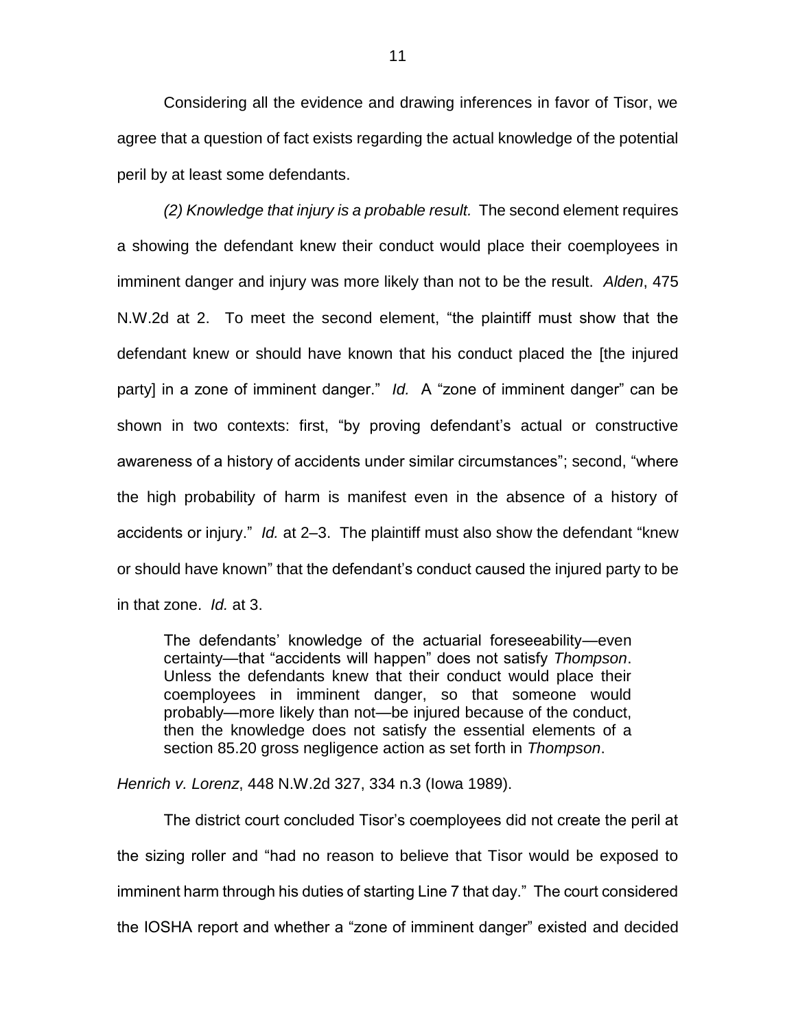Considering all the evidence and drawing inferences in favor of Tisor, we agree that a question of fact exists regarding the actual knowledge of the potential peril by at least some defendants.

*(2) Knowledge that injury is a probable result.* The second element requires a showing the defendant knew their conduct would place their coemployees in imminent danger and injury was more likely than not to be the result. *Alden*, 475 N.W.2d at 2. To meet the second element, "the plaintiff must show that the defendant knew or should have known that his conduct placed the [the injured party] in a zone of imminent danger." *Id.* A "zone of imminent danger" can be shown in two contexts: first, "by proving defendant's actual or constructive awareness of a history of accidents under similar circumstances"; second, "where the high probability of harm is manifest even in the absence of a history of accidents or injury." *Id.* at 2–3. The plaintiff must also show the defendant "knew or should have known" that the defendant's conduct caused the injured party to be in that zone. *Id.* at 3.

> The defendants' knowledge of the actuarial foreseeability—even certainty—that "accidents will happen" does not satisfy *Thompson*. Unless the defendants knew that their conduct would place their coemployees in imminent danger, so that someone would probably—more likely than not—be injured because of the conduct, then the knowledge does not satisfy the essential elements of a section 85.20 gross negligence action as set forth in *Thompson*.

*Henrich v. Lorenz*, 448 N.W.2d 327, 334 n.3 (Iowa 1989).

The district court concluded Tisor's coemployees did not create the peril at the sizing roller and "had no reason to believe that Tisor would be exposed to imminent harm through his duties of starting Line 7 that day." The court considered the IOSHA report and whether a "zone of imminent danger" existed and decided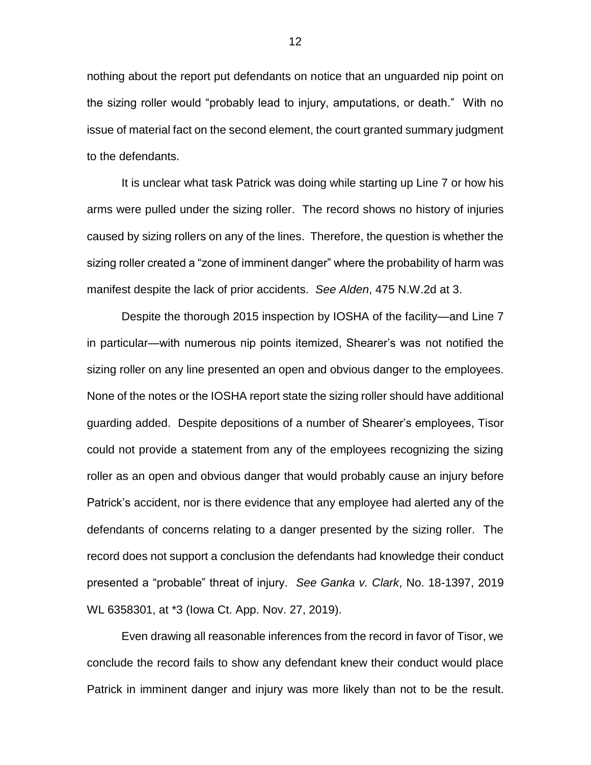nothing about the report put defendants on notice that an unguarded nip point on the sizing roller would "probably lead to injury, amputations, or death." With no issue of material fact on the second element, the court granted summary judgment to the defendants.

It is unclear what task Patrick was doing while starting up Line 7 or how his arms were pulled under the sizing roller. The record shows no history of injuries caused by sizing rollers on any of the lines. Therefore, the question is whether the sizing roller created a "zone of imminent danger" where the probability of harm was manifest despite the lack of prior accidents. *See Alden*, 475 N.W.2d at 3.

Despite the thorough 2015 inspection by IOSHA of the facility—and Line 7 in particular—with numerous nip points itemized, Shearer's was not notified the sizing roller on any line presented an open and obvious danger to the employees. None of the notes or the IOSHA report state the sizing roller should have additional guarding added. Despite depositions of a number of Shearer's employees, Tisor could not provide a statement from any of the employees recognizing the sizing roller as an open and obvious danger that would probably cause an injury before Patrick's accident, nor is there evidence that any employee had alerted any of the defendants of concerns relating to a danger presented by the sizing roller. The record does not support a conclusion the defendants had knowledge their conduct presented a "probable" threat of injury. *See Ganka v. Clark*, No. 18-1397, 2019 WL 6358301, at *3 (Iowa Ct. App. Nov. 27, 2019).

Even drawing all reasonable inferences from the record in favor of Tisor, we conclude the record fails to show any defendant knew their conduct would place Patrick in imminent danger and injury was more likely than not to be the result.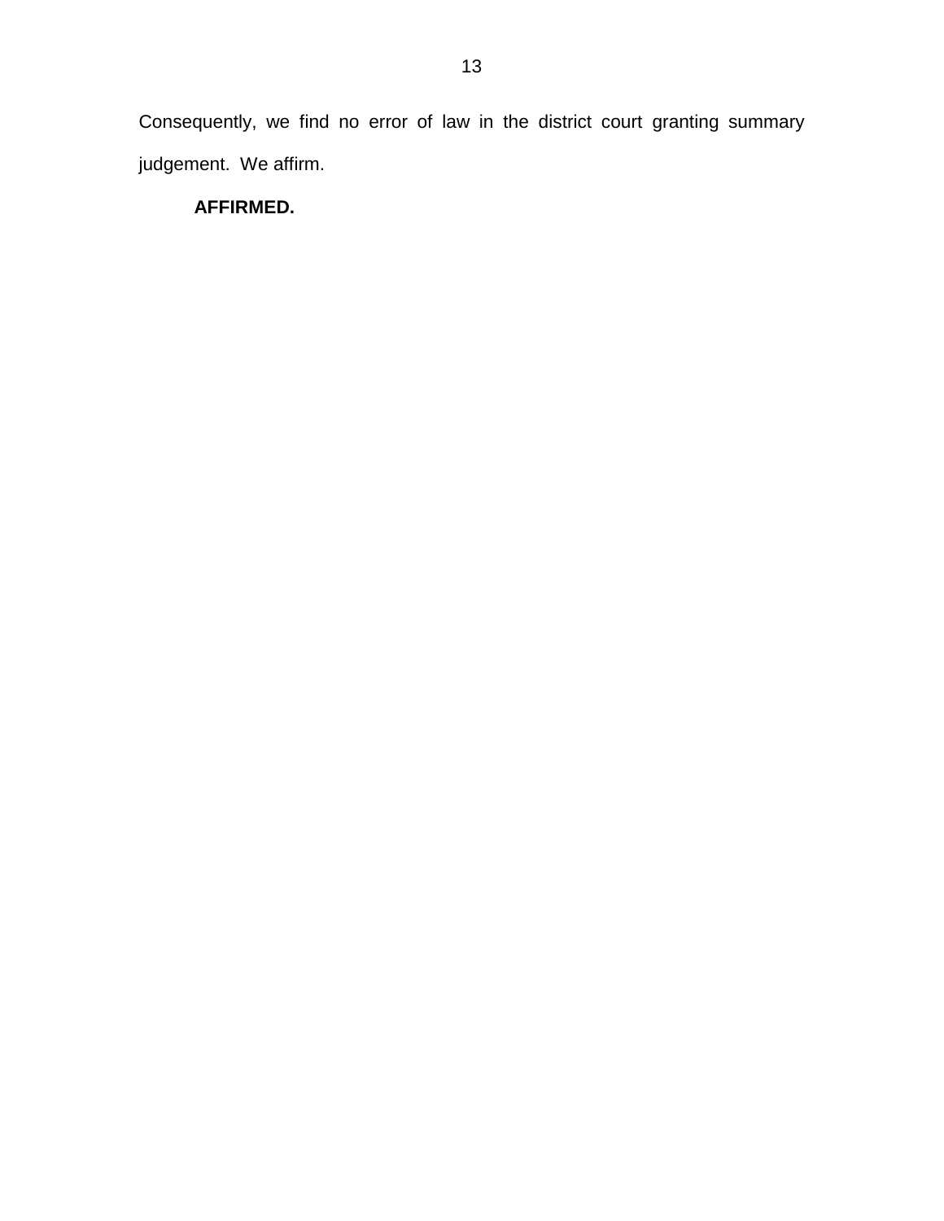Consequently, we find no error of law in the district court granting summary judgement. We affirm.

**AFFIRMED.**